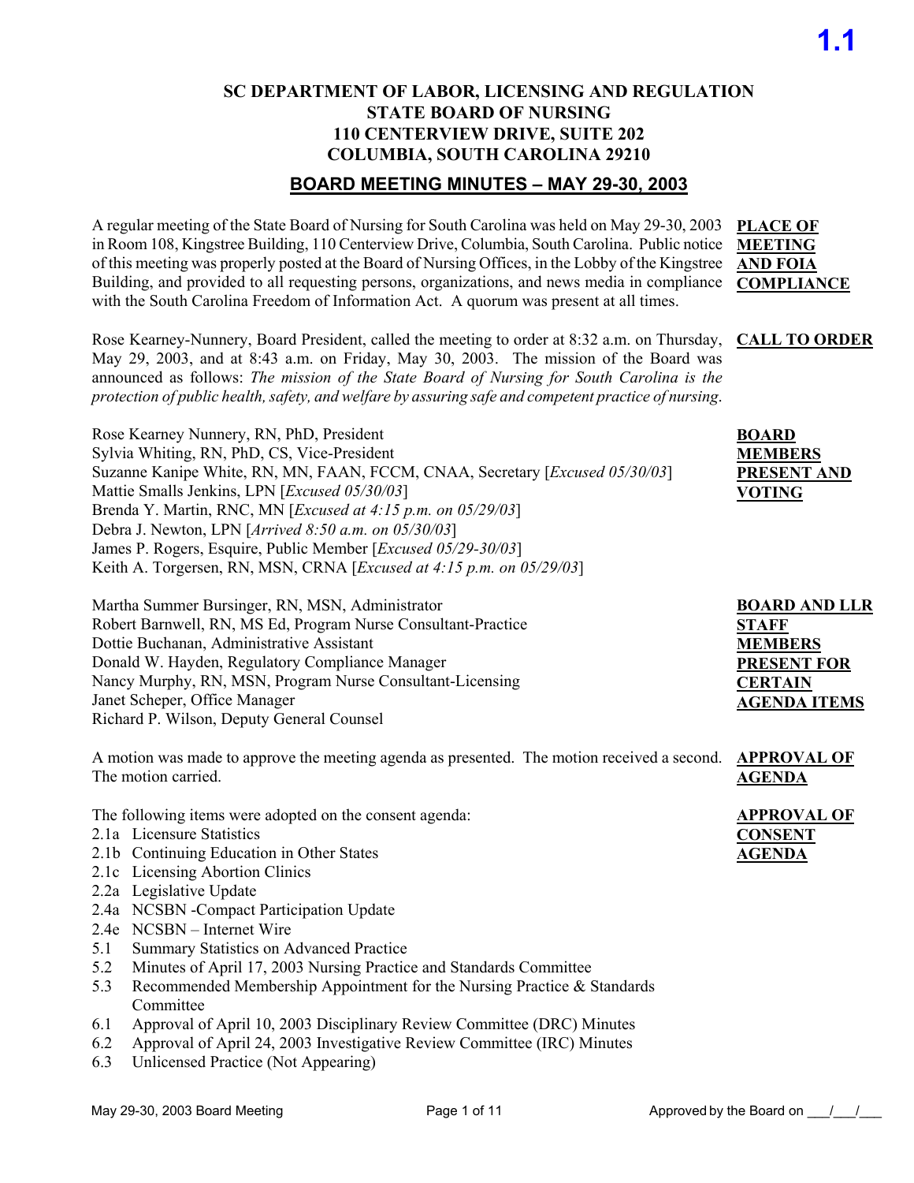**1.1**

# SC DEPARTMENT OF LABOR, LICENSING AND REGULATION
# STATE BOARD OF NURSING
# 110 CENTERVIEW DRIVE, SUITE 202
# COLUMBIA, SOUTH CAROLINA 29210

## BOARD MEETING MINUTES – MAY 29-30, 2003

**PLACE OF MEETING AND FOIA COMPLIANCE**

A regular meeting of the State Board of Nursing for South Carolina was held on May 29-30, 2003 in Room 108, Kingstree Building, 110 Centerview Drive, Columbia, South Carolina. Public notice of this meeting was properly posted at the Board of Nursing Offices, in the Lobby of the Kingstree Building, and provided to all requesting persons, organizations, and news media in compliance with the South Carolina Freedom of Information Act. A quorum was present at all times.

**CALL TO ORDER**

Rose Kearney-Nunnery, Board President, called the meeting to order at 8:32 a.m. on Thursday, May 29, 2003, and at 8:43 a.m. on Friday, May 30, 2003. The mission of the Board was announced as follows: *The mission of the State Board of Nursing for South Carolina is the protection of public health, safety, and welfare by assuring safe and competent practice of nursing*.

**BOARD MEMBERS PRESENT AND VOTING**

Rose Kearney Nunnery, RN, PhD, President
Sylvia Whiting, RN, PhD, CS, Vice-President
Suzanne Kanipe White, RN, MN, FAAN, FCCM, CNAA, Secretary [*Excused 05/30/03*]
Mattie Smalls Jenkins, LPN [*Excused 05/30/03*]
Brenda Y. Martin, RNC, MN [*Excused at 4:15 p.m. on 05/29/03*]
Debra J. Newton, LPN [*Arrived 8:50 a.m. on 05/30/03*]
James P. Rogers, Esquire, Public Member [*Excused 05/29-30/03*]
Keith A. Torgersen, RN, MSN, CRNA [*Excused at 4:15 p.m. on 05/29/03*]

**BOARD AND LLR STAFF MEMBERS PRESENT FOR CERTAIN AGENDA ITEMS**

Martha Summer Bursinger, RN, MSN, Administrator
Robert Barnwell, RN, MS Ed, Program Nurse Consultant-Practice
Dottie Buchanan, Administrative Assistant
Donald W. Hayden, Regulatory Compliance Manager
Nancy Murphy, RN, MSN, Program Nurse Consultant-Licensing
Janet Scheper, Office Manager
Richard P. Wilson, Deputy General Counsel

**APPROVAL OF AGENDA**

A motion was made to approve the meeting agenda as presented. The motion received a second. The motion carried.

**APPROVAL OF CONSENT AGENDA**

The following items were adopted on the consent agenda:

- 2.1a Licensure Statistics
- 2.1b Continuing Education in Other States
- 2.1c Licensing Abortion Clinics
- 2.2a Legislative Update
- 2.4a NCSBN -Compact Participation Update
- 2.4e NCSBN – Internet Wire
- 5.1 Summary Statistics on Advanced Practice
- 5.2 Minutes of April 17, 2003 Nursing Practice and Standards Committee
- 5.3 Recommended Membership Appointment for the Nursing Practice & Standards Committee
- 6.1 Approval of April 10, 2003 Disciplinary Review Committee (DRC) Minutes
- 6.2 Approval of April 24, 2003 Investigative Review Committee (IRC) Minutes
- 6.3 Unlicensed Practice (Not Appearing)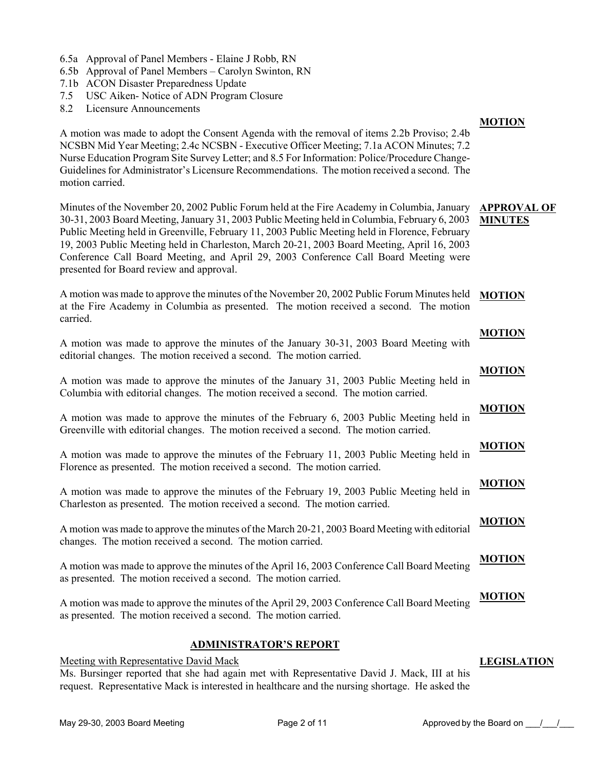6.5a Approval of Panel Members - Elaine J Robb, RN
6.5b Approval of Panel Members – Carolyn Swinton, RN
7.1b ACON Disaster Preparedness Update
7.5 USC Aiken- Notice of ADN Program Closure
8.2 Licensure Announcements

**MOTION**

A motion was made to adopt the Consent Agenda with the removal of items 2.2b Proviso; 2.4b NCSBN Mid Year Meeting; 2.4c NCSBN - Executive Officer Meeting; 7.1a ACON Minutes; 7.2 Nurse Education Program Site Survey Letter; and 8.5 For Information: Police/Procedure Change-Guidelines for Administrator's Licensure Recommendations. The motion received a second. The motion carried.

**APPROVAL OF MINUTES**

Minutes of the November 20, 2002 Public Forum held at the Fire Academy in Columbia, January 30-31, 2003 Board Meeting, January 31, 2003 Public Meeting held in Columbia, February 6, 2003 Public Meeting held in Greenville, February 11, 2003 Public Meeting held in Florence, February 19, 2003 Public Meeting held in Charleston, March 20-21, 2003 Board Meeting, April 16, 2003 Conference Call Board Meeting, and April 29, 2003 Conference Call Board Meeting were presented for Board review and approval.

**MOTION**

A motion was made to approve the minutes of the November 20, 2002 Public Forum Minutes held at the Fire Academy in Columbia as presented. The motion received a second. The motion carried.

**MOTION**

A motion was made to approve the minutes of the January 30-31, 2003 Board Meeting with editorial changes. The motion received a second. The motion carried.

**MOTION**

A motion was made to approve the minutes of the January 31, 2003 Public Meeting held in Columbia with editorial changes. The motion received a second. The motion carried.

**MOTION**

A motion was made to approve the minutes of the February 6, 2003 Public Meeting held in Greenville with editorial changes. The motion received a second. The motion carried.

**MOTION**

A motion was made to approve the minutes of the February 11, 2003 Public Meeting held in Florence as presented. The motion received a second. The motion carried.

**MOTION**

A motion was made to approve the minutes of the February 19, 2003 Public Meeting held in Charleston as presented. The motion received a second. The motion carried.

**MOTION**

A motion was made to approve the minutes of the March 20-21, 2003 Board Meeting with editorial changes. The motion received a second. The motion carried.

**MOTION**

A motion was made to approve the minutes of the April 16, 2003 Conference Call Board Meeting as presented. The motion received a second. The motion carried.

**MOTION**

A motion was made to approve the minutes of the April 29, 2003 Conference Call Board Meeting as presented. The motion received a second. The motion carried.

## ADMINISTRATOR'S REPORT

**LEGISLATION**

Meeting with Representative David Mack

Ms. Bursinger reported that she had again met with Representative David J. Mack, III at his request. Representative Mack is interested in healthcare and the nursing shortage. He asked the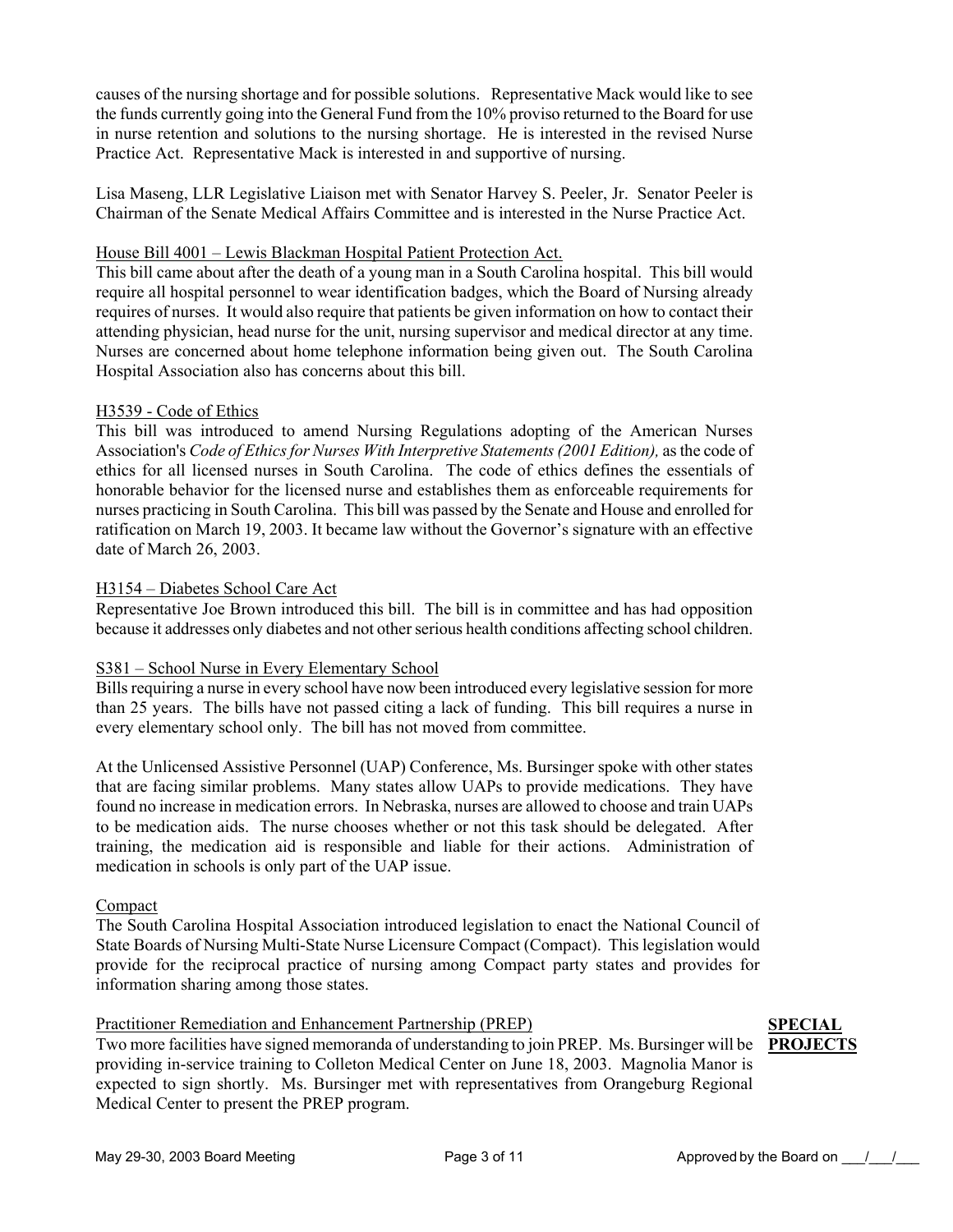causes of the nursing shortage and for possible solutions. Representative Mack would like to see the funds currently going into the General Fund from the 10% proviso returned to the Board for use in nurse retention and solutions to the nursing shortage. He is interested in the revised Nurse Practice Act. Representative Mack is interested in and supportive of nursing.

Lisa Maseng, LLR Legislative Liaison met with Senator Harvey S. Peeler, Jr. Senator Peeler is Chairman of the Senate Medical Affairs Committee and is interested in the Nurse Practice Act.

House Bill 4001 – Lewis Blackman Hospital Patient Protection Act.

This bill came about after the death of a young man in a South Carolina hospital. This bill would require all hospital personnel to wear identification badges, which the Board of Nursing already requires of nurses. It would also require that patients be given information on how to contact their attending physician, head nurse for the unit, nursing supervisor and medical director at any time. Nurses are concerned about home telephone information being given out. The South Carolina Hospital Association also has concerns about this bill.

H3539 - Code of Ethics

This bill was introduced to amend Nursing Regulations adopting of the American Nurses Association's *Code of Ethics for Nurses With Interpretive Statements (2001 Edition),* as the code of ethics for all licensed nurses in South Carolina. The code of ethics defines the essentials of honorable behavior for the licensed nurse and establishes them as enforceable requirements for nurses practicing in South Carolina. This bill was passed by the Senate and House and enrolled for ratification on March 19, 2003. It became law without the Governor's signature with an effective date of March 26, 2003.

H3154 – Diabetes School Care Act

Representative Joe Brown introduced this bill. The bill is in committee and has had opposition because it addresses only diabetes and not other serious health conditions affecting school children.

S381 – School Nurse in Every Elementary School

Bills requiring a nurse in every school have now been introduced every legislative session for more than 25 years. The bills have not passed citing a lack of funding. This bill requires a nurse in every elementary school only. The bill has not moved from committee.

At the Unlicensed Assistive Personnel (UAP) Conference, Ms. Bursinger spoke with other states that are facing similar problems. Many states allow UAPs to provide medications. They have found no increase in medication errors. In Nebraska, nurses are allowed to choose and train UAPs to be medication aids. The nurse chooses whether or not this task should be delegated. After training, the medication aid is responsible and liable for their actions. Administration of medication in schools is only part of the UAP issue.

Compact

The South Carolina Hospital Association introduced legislation to enact the National Council of State Boards of Nursing Multi-State Nurse Licensure Compact (Compact). This legislation would provide for the reciprocal practice of nursing among Compact party states and provides for information sharing among those states.

**SPECIAL PROJECTS**

Practitioner Remediation and Enhancement Partnership (PREP)

Two more facilities have signed memoranda of understanding to join PREP. Ms. Bursinger will be providing in-service training to Colleton Medical Center on June 18, 2003. Magnolia Manor is expected to sign shortly. Ms. Bursinger met with representatives from Orangeburg Regional Medical Center to present the PREP program.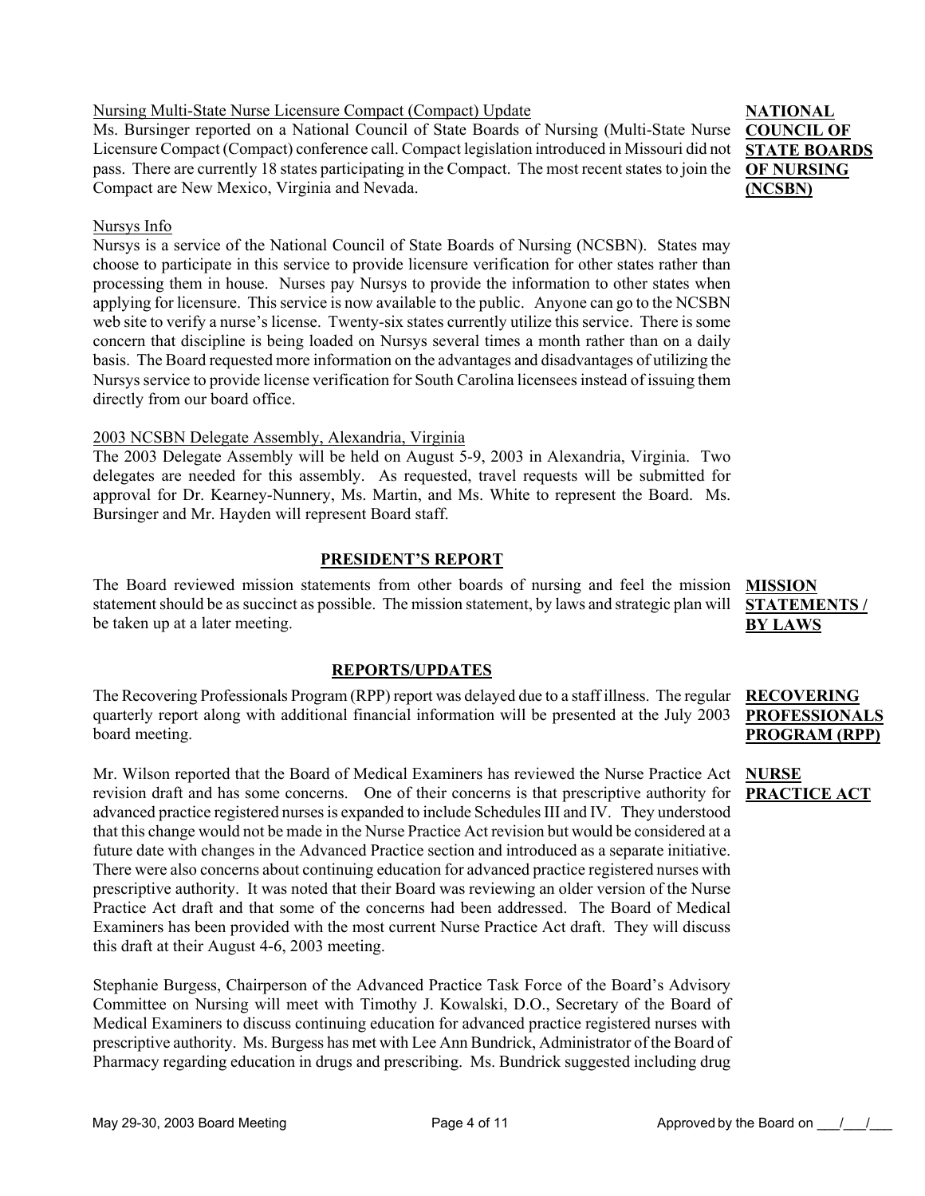**NATIONAL COUNCIL OF STATE BOARDS OF NURSING (NCSBN)**

Nursing Multi-State Nurse Licensure Compact (Compact) Update

Ms. Bursinger reported on a National Council of State Boards of Nursing (Multi-State Nurse Licensure Compact (Compact) conference call. Compact legislation introduced in Missouri did not pass. There are currently 18 states participating in the Compact. The most recent states to join the Compact are New Mexico, Virginia and Nevada.

Nursys Info

Nursys is a service of the National Council of State Boards of Nursing (NCSBN). States may choose to participate in this service to provide licensure verification for other states rather than processing them in house. Nurses pay Nursys to provide the information to other states when applying for licensure. This service is now available to the public. Anyone can go to the NCSBN web site to verify a nurse's license. Twenty-six states currently utilize this service. There is some concern that discipline is being loaded on Nursys several times a month rather than on a daily basis. The Board requested more information on the advantages and disadvantages of utilizing the Nursys service to provide license verification for South Carolina licensees instead of issuing them directly from our board office.

2003 NCSBN Delegate Assembly, Alexandria, Virginia

The 2003 Delegate Assembly will be held on August 5-9, 2003 in Alexandria, Virginia. Two delegates are needed for this assembly. As requested, travel requests will be submitted for approval for Dr. Kearney-Nunnery, Ms. Martin, and Ms. White to represent the Board. Ms. Bursinger and Mr. Hayden will represent Board staff.

## PRESIDENT'S REPORT

**MISSION STATEMENTS / BY LAWS**

The Board reviewed mission statements from other boards of nursing and feel the mission statement should be as succinct as possible. The mission statement, by laws and strategic plan will be taken up at a later meeting.

## REPORTS/UPDATES

**RECOVERING PROFESSIONALS PROGRAM (RPP)**

The Recovering Professionals Program (RPP) report was delayed due to a staff illness. The regular quarterly report along with additional financial information will be presented at the July 2003 board meeting.

**NURSE PRACTICE ACT**

Mr. Wilson reported that the Board of Medical Examiners has reviewed the Nurse Practice Act revision draft and has some concerns. One of their concerns is that prescriptive authority for advanced practice registered nurses is expanded to include Schedules III and IV. They understood that this change would not be made in the Nurse Practice Act revision but would be considered at a future date with changes in the Advanced Practice section and introduced as a separate initiative. There were also concerns about continuing education for advanced practice registered nurses with prescriptive authority. It was noted that their Board was reviewing an older version of the Nurse Practice Act draft and that some of the concerns had been addressed. The Board of Medical Examiners has been provided with the most current Nurse Practice Act draft. They will discuss this draft at their August 4-6, 2003 meeting.

Stephanie Burgess, Chairperson of the Advanced Practice Task Force of the Board's Advisory Committee on Nursing will meet with Timothy J. Kowalski, D.O., Secretary of the Board of Medical Examiners to discuss continuing education for advanced practice registered nurses with prescriptive authority. Ms. Burgess has met with Lee Ann Bundrick, Administrator of the Board of Pharmacy regarding education in drugs and prescribing. Ms. Bundrick suggested including drug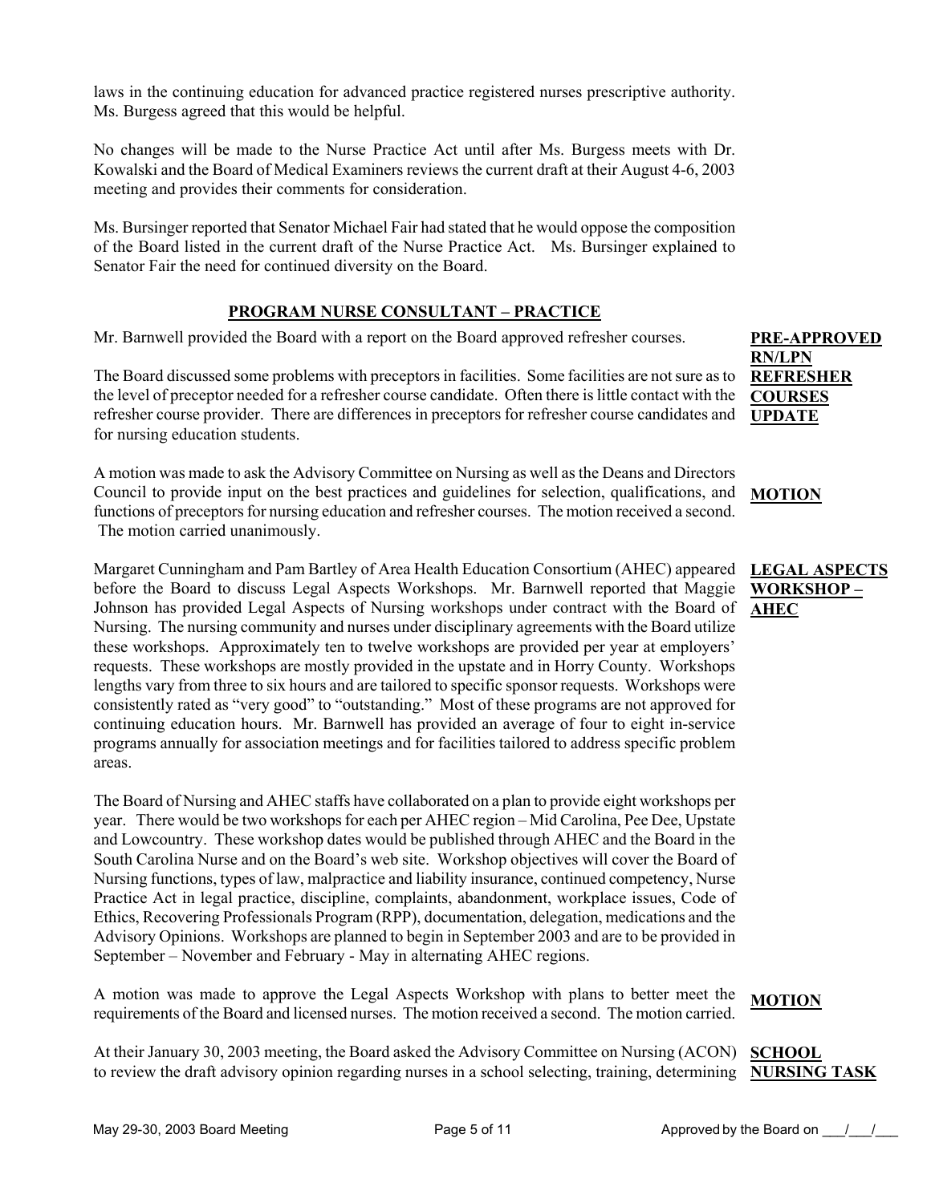laws in the continuing education for advanced practice registered nurses prescriptive authority. Ms. Burgess agreed that this would be helpful.

No changes will be made to the Nurse Practice Act until after Ms. Burgess meets with Dr. Kowalski and the Board of Medical Examiners reviews the current draft at their August 4-6, 2003 meeting and provides their comments for consideration.

Ms. Bursinger reported that Senator Michael Fair had stated that he would oppose the composition of the Board listed in the current draft of the Nurse Practice Act. Ms. Bursinger explained to Senator Fair the need for continued diversity on the Board.

## PROGRAM NURSE CONSULTANT – PRACTICE

**PRE-APPROVED RN/LPN REFRESHER COURSES UPDATE**

Mr. Barnwell provided the Board with a report on the Board approved refresher courses.

The Board discussed some problems with preceptors in facilities. Some facilities are not sure as to the level of preceptor needed for a refresher course candidate. Often there is little contact with the refresher course provider. There are differences in preceptors for refresher course candidates and for nursing education students.

**MOTION**

A motion was made to ask the Advisory Committee on Nursing as well as the Deans and Directors Council to provide input on the best practices and guidelines for selection, qualifications, and functions of preceptors for nursing education and refresher courses. The motion received a second. The motion carried unanimously.

**LEGAL ASPECTS WORKSHOP – AHEC**

Margaret Cunningham and Pam Bartley of Area Health Education Consortium (AHEC) appeared before the Board to discuss Legal Aspects Workshops. Mr. Barnwell reported that Maggie Johnson has provided Legal Aspects of Nursing workshops under contract with the Board of Nursing. The nursing community and nurses under disciplinary agreements with the Board utilize these workshops. Approximately ten to twelve workshops are provided per year at employers' requests. These workshops are mostly provided in the upstate and in Horry County. Workshops lengths vary from three to six hours and are tailored to specific sponsor requests. Workshops were consistently rated as "very good" to "outstanding." Most of these programs are not approved for continuing education hours. Mr. Barnwell has provided an average of four to eight in-service programs annually for association meetings and for facilities tailored to address specific problem areas.

The Board of Nursing and AHEC staffs have collaborated on a plan to provide eight workshops per year. There would be two workshops for each per AHEC region – Mid Carolina, Pee Dee, Upstate and Lowcountry. These workshop dates would be published through AHEC and the Board in the South Carolina Nurse and on the Board's web site. Workshop objectives will cover the Board of Nursing functions, types of law, malpractice and liability insurance, continued competency, Nurse Practice Act in legal practice, discipline, complaints, abandonment, workplace issues, Code of Ethics, Recovering Professionals Program (RPP), documentation, delegation, medications and the Advisory Opinions. Workshops are planned to begin in September 2003 and are to be provided in September – November and February - May in alternating AHEC regions.

**MOTION**

A motion was made to approve the Legal Aspects Workshop with plans to better meet the requirements of the Board and licensed nurses. The motion received a second. The motion carried.

**SCHOOL NURSING TASK**

At their January 30, 2003 meeting, the Board asked the Advisory Committee on Nursing (ACON) to review the draft advisory opinion regarding nurses in a school selecting, training, determining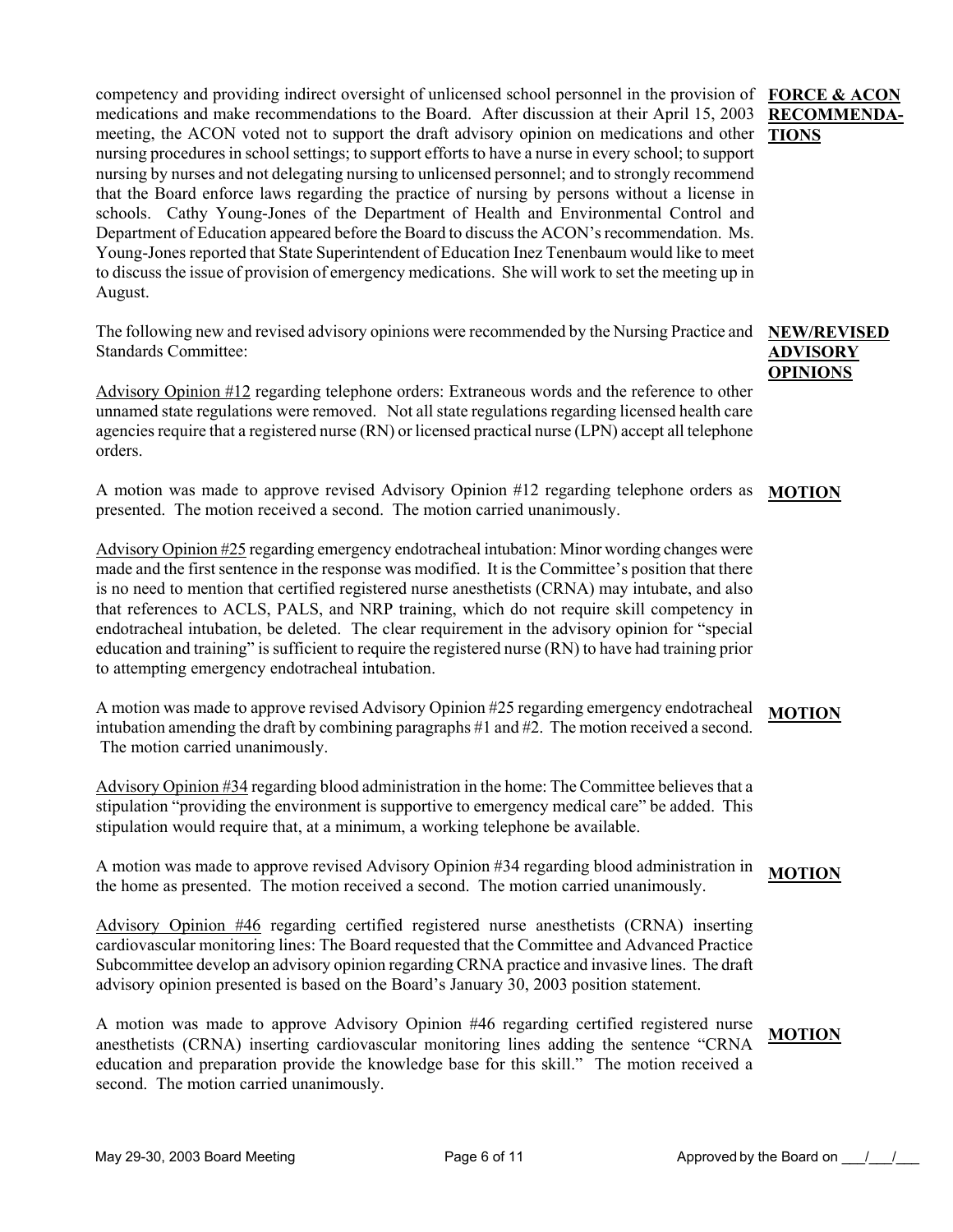competency and providing indirect oversight of unlicensed school personnel in the provision of medications and make recommendations to the Board. After discussion at their April 15, 2003 meeting, the ACON voted not to support the draft advisory opinion on medications and other nursing procedures in school settings; to support efforts to have a nurse in every school; to support nursing by nurses and not delegating nursing to unlicensed personnel; and to strongly recommend that the Board enforce laws regarding the practice of nursing by persons without a license in schools. Cathy Young-Jones of the Department of Health and Environmental Control and Department of Education appeared before the Board to discuss the ACON's recommendation. Ms. Young-Jones reported that State Superintendent of Education Inez Tenenbaum would like to meet to discuss the issue of provision of emergency medications. She will work to set the meeting up in August.

**FORCE & ACON RECOMMENDATIONS**

**NEW/REVISED ADVISORY OPINIONS**

The following new and revised advisory opinions were recommended by the Nursing Practice and Standards Committee:

Advisory Opinion #12 regarding telephone orders: Extraneous words and the reference to other unnamed state regulations were removed. Not all state regulations regarding licensed health care agencies require that a registered nurse (RN) or licensed practical nurse (LPN) accept all telephone orders.

**MOTION**

A motion was made to approve revised Advisory Opinion #12 regarding telephone orders as presented. The motion received a second. The motion carried unanimously.

Advisory Opinion #25 regarding emergency endotracheal intubation: Minor wording changes were made and the first sentence in the response was modified. It is the Committee's position that there is no need to mention that certified registered nurse anesthetists (CRNA) may intubate, and also that references to ACLS, PALS, and NRP training, which do not require skill competency in endotracheal intubation, be deleted. The clear requirement in the advisory opinion for "special education and training" is sufficient to require the registered nurse (RN) to have had training prior to attempting emergency endotracheal intubation.

**MOTION**

A motion was made to approve revised Advisory Opinion #25 regarding emergency endotracheal intubation amending the draft by combining paragraphs #1 and #2. The motion received a second. The motion carried unanimously.

Advisory Opinion #34 regarding blood administration in the home: The Committee believes that a stipulation "providing the environment is supportive to emergency medical care" be added. This stipulation would require that, at a minimum, a working telephone be available.

**MOTION**

A motion was made to approve revised Advisory Opinion #34 regarding blood administration in the home as presented. The motion received a second. The motion carried unanimously.

Advisory Opinion #46 regarding certified registered nurse anesthetists (CRNA) inserting cardiovascular monitoring lines: The Board requested that the Committee and Advanced Practice Subcommittee develop an advisory opinion regarding CRNA practice and invasive lines. The draft advisory opinion presented is based on the Board's January 30, 2003 position statement.

**MOTION**

A motion was made to approve Advisory Opinion #46 regarding certified registered nurse anesthetists (CRNA) inserting cardiovascular monitoring lines adding the sentence "CRNA education and preparation provide the knowledge base for this skill." The motion received a second. The motion carried unanimously.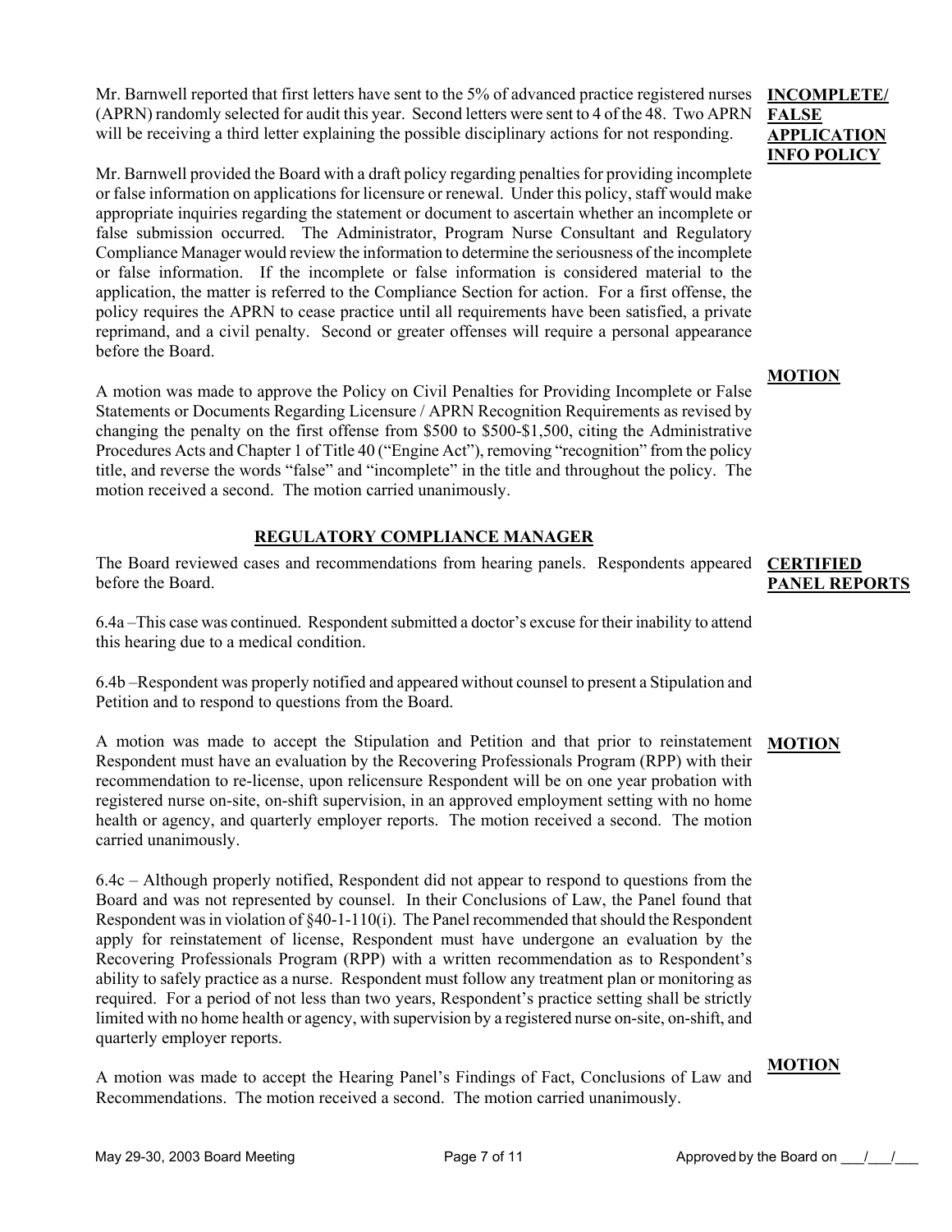Mr. Barnwell reported that first letters have sent to the 5% of advanced practice registered nurses (APRN) randomly selected for audit this year. Second letters were sent to 4 of the 48. Two APRN will be receiving a third letter explaining the possible disciplinary actions for not responding.

**INCOMPLETE/ FALSE APPLICATION INFO POLICY**

Mr. Barnwell provided the Board with a draft policy regarding penalties for providing incomplete or false information on applications for licensure or renewal. Under this policy, staff would make appropriate inquiries regarding the statement or document to ascertain whether an incomplete or false submission occurred. The Administrator, Program Nurse Consultant and Regulatory Compliance Manager would review the information to determine the seriousness of the incomplete or false information. If the incomplete or false information is considered material to the application, the matter is referred to the Compliance Section for action. For a first offense, the policy requires the APRN to cease practice until all requirements have been satisfied, a private reprimand, and a civil penalty. Second or greater offenses will require a personal appearance before the Board.

**MOTION**

A motion was made to approve the Policy on Civil Penalties for Providing Incomplete or False Statements or Documents Regarding Licensure / APRN Recognition Requirements as revised by changing the penalty on the first offense from $500 to $500-$1,500, citing the Administrative Procedures Acts and Chapter 1 of Title 40 ("Engine Act"), removing "recognition" from the policy title, and reverse the words "false" and "incomplete" in the title and throughout the policy. The motion received a second. The motion carried unanimously.

## REGULATORY COMPLIANCE MANAGER

**CERTIFIED PANEL REPORTS**

The Board reviewed cases and recommendations from hearing panels. Respondents appeared before the Board.

6.4a –This case was continued. Respondent submitted a doctor's excuse for their inability to attend this hearing due to a medical condition.

6.4b –Respondent was properly notified and appeared without counsel to present a Stipulation and Petition and to respond to questions from the Board.

**MOTION**

A motion was made to accept the Stipulation and Petition and that prior to reinstatement Respondent must have an evaluation by the Recovering Professionals Program (RPP) with their recommendation to re-license, upon relicensure Respondent will be on one year probation with registered nurse on-site, on-shift supervision, in an approved employment setting with no home health or agency, and quarterly employer reports. The motion received a second. The motion carried unanimously.

6.4c – Although properly notified, Respondent did not appear to respond to questions from the Board and was not represented by counsel. In their Conclusions of Law, the Panel found that Respondent was in violation of §40-1-110(i). The Panel recommended that should the Respondent apply for reinstatement of license, Respondent must have undergone an evaluation by the Recovering Professionals Program (RPP) with a written recommendation as to Respondent's ability to safely practice as a nurse. Respondent must follow any treatment plan or monitoring as required. For a period of not less than two years, Respondent's practice setting shall be strictly limited with no home health or agency, with supervision by a registered nurse on-site, on-shift, and quarterly employer reports.

**MOTION**

A motion was made to accept the Hearing Panel's Findings of Fact, Conclusions of Law and Recommendations. The motion received a second. The motion carried unanimously.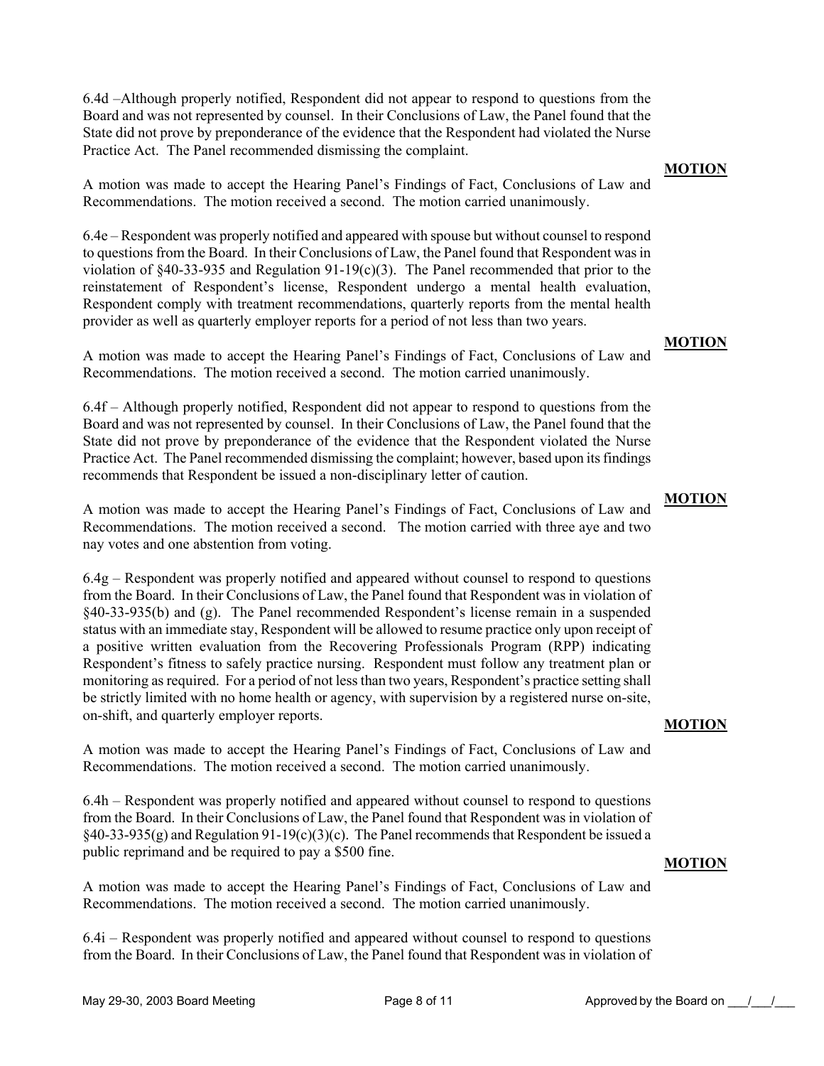6.4d –Although properly notified, Respondent did not appear to respond to questions from the Board and was not represented by counsel. In their Conclusions of Law, the Panel found that the State did not prove by preponderance of the evidence that the Respondent had violated the Nurse Practice Act. The Panel recommended dismissing the complaint.

**MOTION**

A motion was made to accept the Hearing Panel's Findings of Fact, Conclusions of Law and Recommendations. The motion received a second. The motion carried unanimously.

6.4e – Respondent was properly notified and appeared with spouse but without counsel to respond to questions from the Board. In their Conclusions of Law, the Panel found that Respondent was in violation of §40-33-935 and Regulation 91-19(c)(3). The Panel recommended that prior to the reinstatement of Respondent's license, Respondent undergo a mental health evaluation, Respondent comply with treatment recommendations, quarterly reports from the mental health provider as well as quarterly employer reports for a period of not less than two years.

**MOTION**

A motion was made to accept the Hearing Panel's Findings of Fact, Conclusions of Law and Recommendations. The motion received a second. The motion carried unanimously.

6.4f – Although properly notified, Respondent did not appear to respond to questions from the Board and was not represented by counsel. In their Conclusions of Law, the Panel found that the State did not prove by preponderance of the evidence that the Respondent violated the Nurse Practice Act. The Panel recommended dismissing the complaint; however, based upon its findings recommends that Respondent be issued a non-disciplinary letter of caution.

**MOTION**

A motion was made to accept the Hearing Panel's Findings of Fact, Conclusions of Law and Recommendations. The motion received a second. The motion carried with three aye and two nay votes and one abstention from voting.

6.4g – Respondent was properly notified and appeared without counsel to respond to questions from the Board. In their Conclusions of Law, the Panel found that Respondent was in violation of §40-33-935(b) and (g). The Panel recommended Respondent's license remain in a suspended status with an immediate stay, Respondent will be allowed to resume practice only upon receipt of a positive written evaluation from the Recovering Professionals Program (RPP) indicating Respondent's fitness to safely practice nursing. Respondent must follow any treatment plan or monitoring as required. For a period of not less than two years, Respondent's practice setting shall be strictly limited with no home health or agency, with supervision by a registered nurse on-site, on-shift, and quarterly employer reports.

**MOTION**

A motion was made to accept the Hearing Panel's Findings of Fact, Conclusions of Law and Recommendations. The motion received a second. The motion carried unanimously.

6.4h – Respondent was properly notified and appeared without counsel to respond to questions from the Board. In their Conclusions of Law, the Panel found that Respondent was in violation of §40-33-935(g) and Regulation 91-19(c)(3)(c). The Panel recommends that Respondent be issued a public reprimand and be required to pay a $500 fine.

**MOTION**

A motion was made to accept the Hearing Panel's Findings of Fact, Conclusions of Law and Recommendations. The motion received a second. The motion carried unanimously.

6.4i – Respondent was properly notified and appeared without counsel to respond to questions from the Board. In their Conclusions of Law, the Panel found that Respondent was in violation of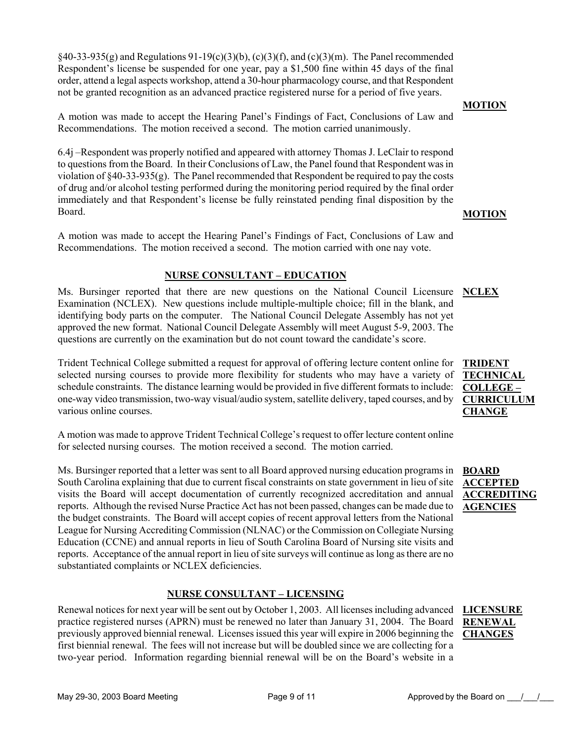§40-33-935(g) and Regulations 91-19(c)(3)(b), (c)(3)(f), and (c)(3)(m). The Panel recommended Respondent's license be suspended for one year, pay a $1,500 fine within 45 days of the final order, attend a legal aspects workshop, attend a 30-hour pharmacology course, and that Respondent not be granted recognition as an advanced practice registered nurse for a period of five years.

**MOTION**

A motion was made to accept the Hearing Panel's Findings of Fact, Conclusions of Law and Recommendations. The motion received a second. The motion carried unanimously.

6.4j –Respondent was properly notified and appeared with attorney Thomas J. LeClair to respond to questions from the Board. In their Conclusions of Law, the Panel found that Respondent was in violation of §40-33-935(g). The Panel recommended that Respondent be required to pay the costs of drug and/or alcohol testing performed during the monitoring period required by the final order immediately and that Respondent's license be fully reinstated pending final disposition by the Board.

**MOTION**

A motion was made to accept the Hearing Panel's Findings of Fact, Conclusions of Law and Recommendations. The motion received a second. The motion carried with one nay vote.

## NURSE CONSULTANT – EDUCATION

**NCLEX**

Ms. Bursinger reported that there are new questions on the National Council Licensure Examination (NCLEX). New questions include multiple-multiple choice; fill in the blank, and identifying body parts on the computer. The National Council Delegate Assembly has not yet approved the new format. National Council Delegate Assembly will meet August 5-9, 2003. The questions are currently on the examination but do not count toward the candidate's score.

**TRIDENT TECHNICAL COLLEGE – CURRICULUM CHANGE**

Trident Technical College submitted a request for approval of offering lecture content online for selected nursing courses to provide more flexibility for students who may have a variety of schedule constraints. The distance learning would be provided in five different formats to include: one-way video transmission, two-way visual/audio system, satellite delivery, taped courses, and by various online courses.

A motion was made to approve Trident Technical College's request to offer lecture content online for selected nursing courses. The motion received a second. The motion carried.

**BOARD ACCEPTED ACCREDITING AGENCIES**

Ms. Bursinger reported that a letter was sent to all Board approved nursing education programs in South Carolina explaining that due to current fiscal constraints on state government in lieu of site visits the Board will accept documentation of currently recognized accreditation and annual reports. Although the revised Nurse Practice Act has not been passed, changes can be made due to the budget constraints. The Board will accept copies of recent approval letters from the National League for Nursing Accrediting Commission (NLNAC) or the Commission on Collegiate Nursing Education (CCNE) and annual reports in lieu of South Carolina Board of Nursing site visits and reports. Acceptance of the annual report in lieu of site surveys will continue as long as there are no substantiated complaints or NCLEX deficiencies.

## NURSE CONSULTANT – LICENSING

**LICENSURE RENEWAL CHANGES**

Renewal notices for next year will be sent out by October 1, 2003. All licenses including advanced practice registered nurses (APRN) must be renewed no later than January 31, 2004. The Board previously approved biennial renewal. Licenses issued this year will expire in 2006 beginning the first biennial renewal. The fees will not increase but will be doubled since we are collecting for a two-year period. Information regarding biennial renewal will be on the Board's website in a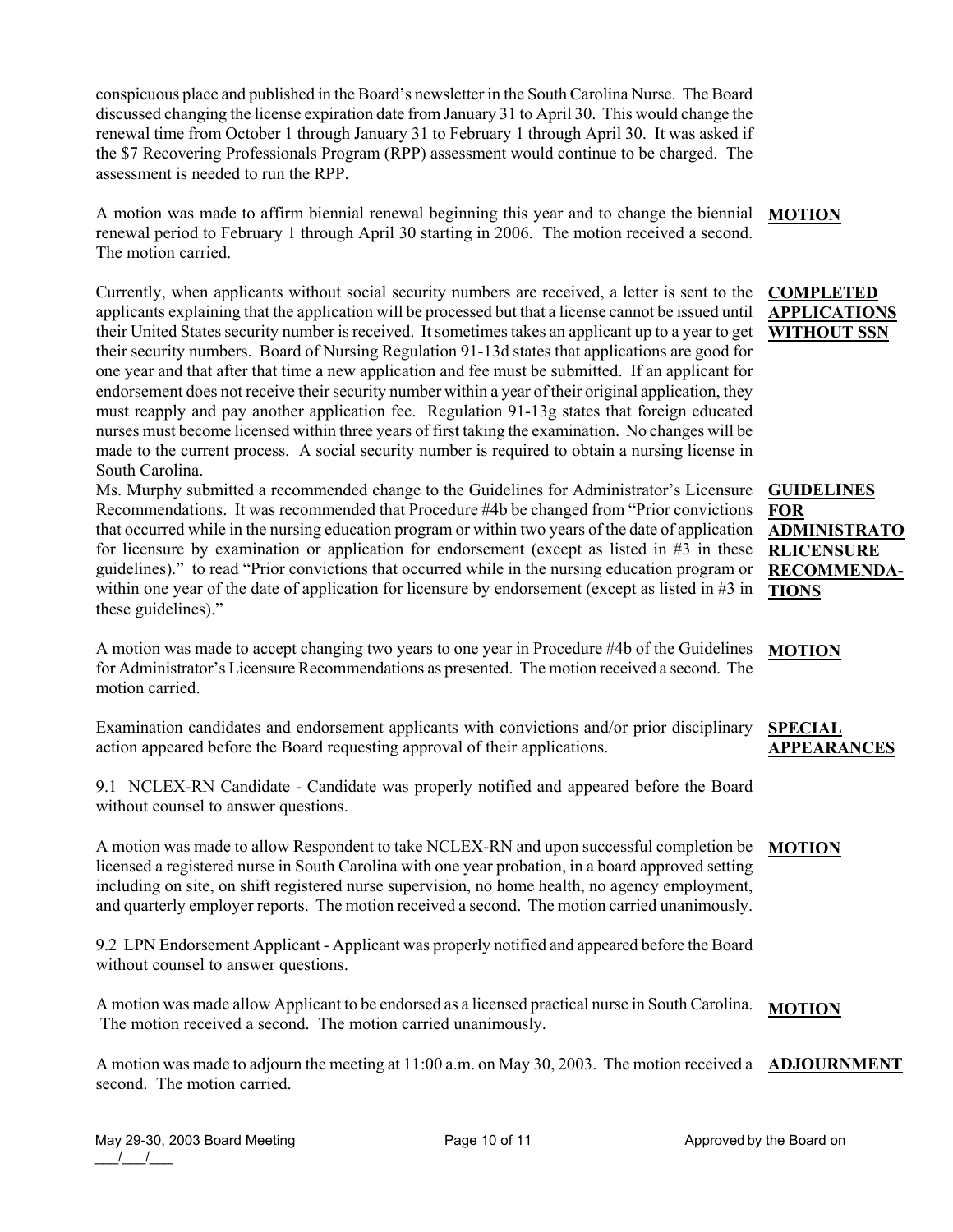conspicuous place and published in the Board's newsletter in the South Carolina Nurse. The Board discussed changing the license expiration date from January 31 to April 30. This would change the renewal time from October 1 through January 31 to February 1 through April 30. It was asked if the $7 Recovering Professionals Program (RPP) assessment would continue to be charged. The assessment is needed to run the RPP.

**MOTION**

A motion was made to affirm biennial renewal beginning this year and to change the biennial renewal period to February 1 through April 30 starting in 2006. The motion received a second. The motion carried.

**COMPLETED APPLICATIONS WITHOUT SSN**

Currently, when applicants without social security numbers are received, a letter is sent to the applicants explaining that the application will be processed but that a license cannot be issued until their United States security number is received. It sometimes takes an applicant up to a year to get their security numbers. Board of Nursing Regulation 91-13d states that applications are good for one year and that after that time a new application and fee must be submitted. If an applicant for endorsement does not receive their security number within a year of their original application, they must reapply and pay another application fee. Regulation 91-13g states that foreign educated nurses must become licensed within three years of first taking the examination. No changes will be made to the current process. A social security number is required to obtain a nursing license in South Carolina.

**GUIDELINES FOR ADMINISTRATORLICENSURE RECOMMENDATIONS**

Ms. Murphy submitted a recommended change to the Guidelines for Administrator's Licensure Recommendations. It was recommended that Procedure #4b be changed from "Prior convictions that occurred while in the nursing education program or within two years of the date of application for licensure by examination or application for endorsement (except as listed in #3 in these guidelines)." to read "Prior convictions that occurred while in the nursing education program or within one year of the date of application for licensure by endorsement (except as listed in #3 in these guidelines)."

**MOTION**

A motion was made to accept changing two years to one year in Procedure #4b of the Guidelines for Administrator's Licensure Recommendations as presented. The motion received a second. The motion carried.

**SPECIAL APPEARANCES**

Examination candidates and endorsement applicants with convictions and/or prior disciplinary action appeared before the Board requesting approval of their applications.

9.1 NCLEX-RN Candidate - Candidate was properly notified and appeared before the Board without counsel to answer questions.

**MOTION**

A motion was made to allow Respondent to take NCLEX-RN and upon successful completion be licensed a registered nurse in South Carolina with one year probation, in a board approved setting including on site, on shift registered nurse supervision, no home health, no agency employment, and quarterly employer reports. The motion received a second. The motion carried unanimously.

9.2 LPN Endorsement Applicant - Applicant was properly notified and appeared before the Board without counsel to answer questions.

**MOTION**

A motion was made allow Applicant to be endorsed as a licensed practical nurse in South Carolina. The motion received a second. The motion carried unanimously.

**ADJOURNMENT**

A motion was made to adjourn the meeting at 11:00 a.m. on May 30, 2003. The motion received a second. The motion carried.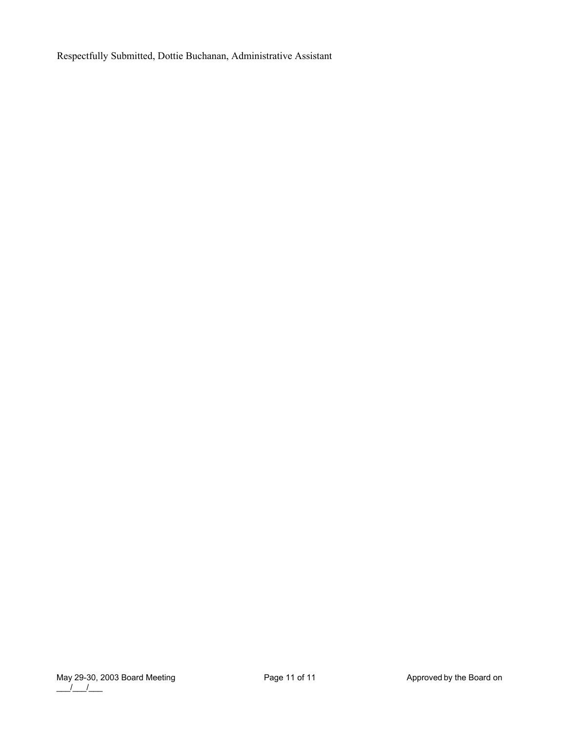Respectfully Submitted, Dottie Buchanan, Administrative Assistant